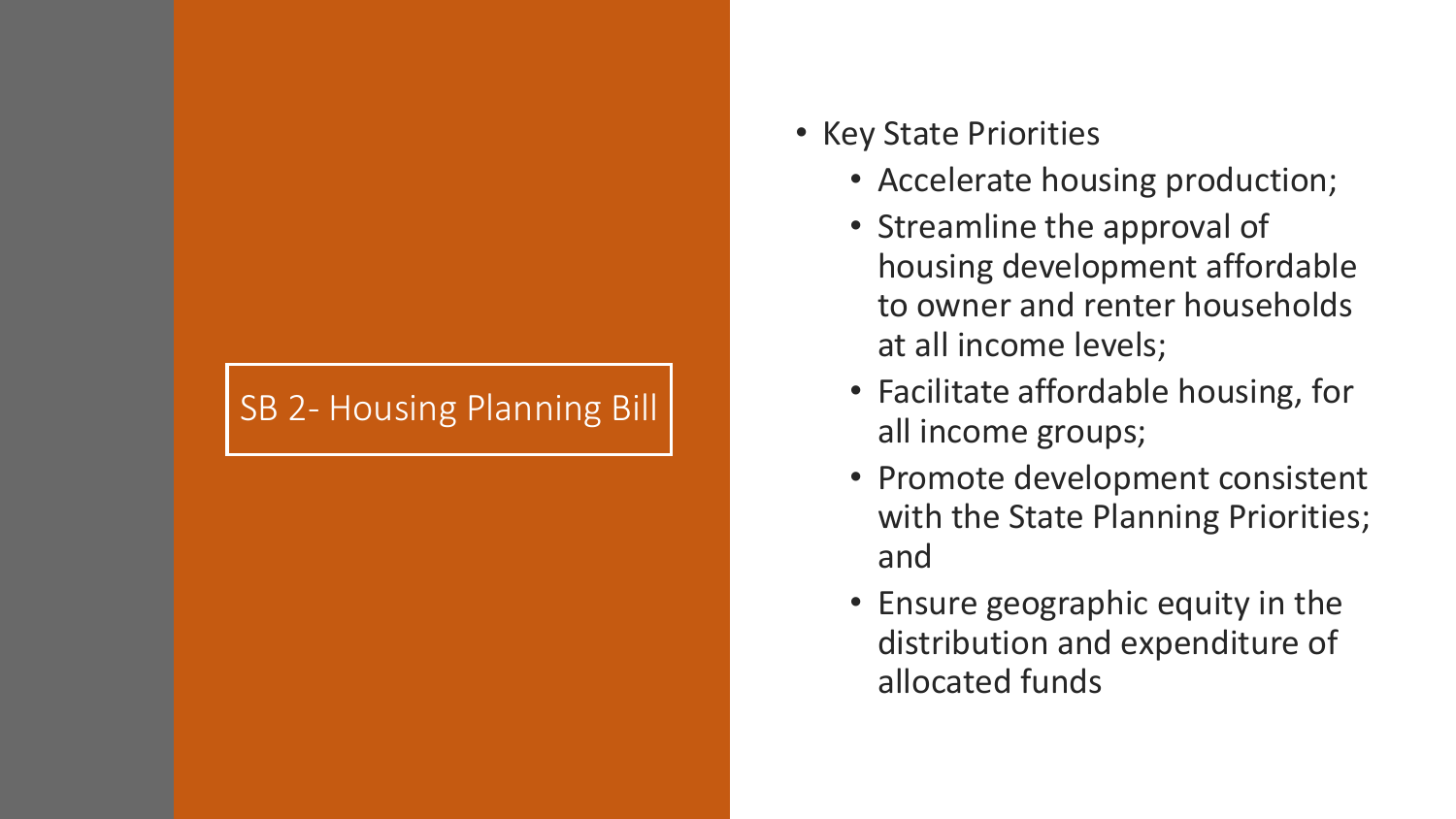# SB 2- Housing Planning Bill

- Key State Priorities
  - Accelerate housing production;
  - Streamline the approval of housing development affordable to owner and renter households at all income levels;
  - Facilitate affordable housing, for all income groups;
  - Promote development consistent with the State Planning Priorities; and
  - Ensure geographic equity in the distribution and expenditure of allocated funds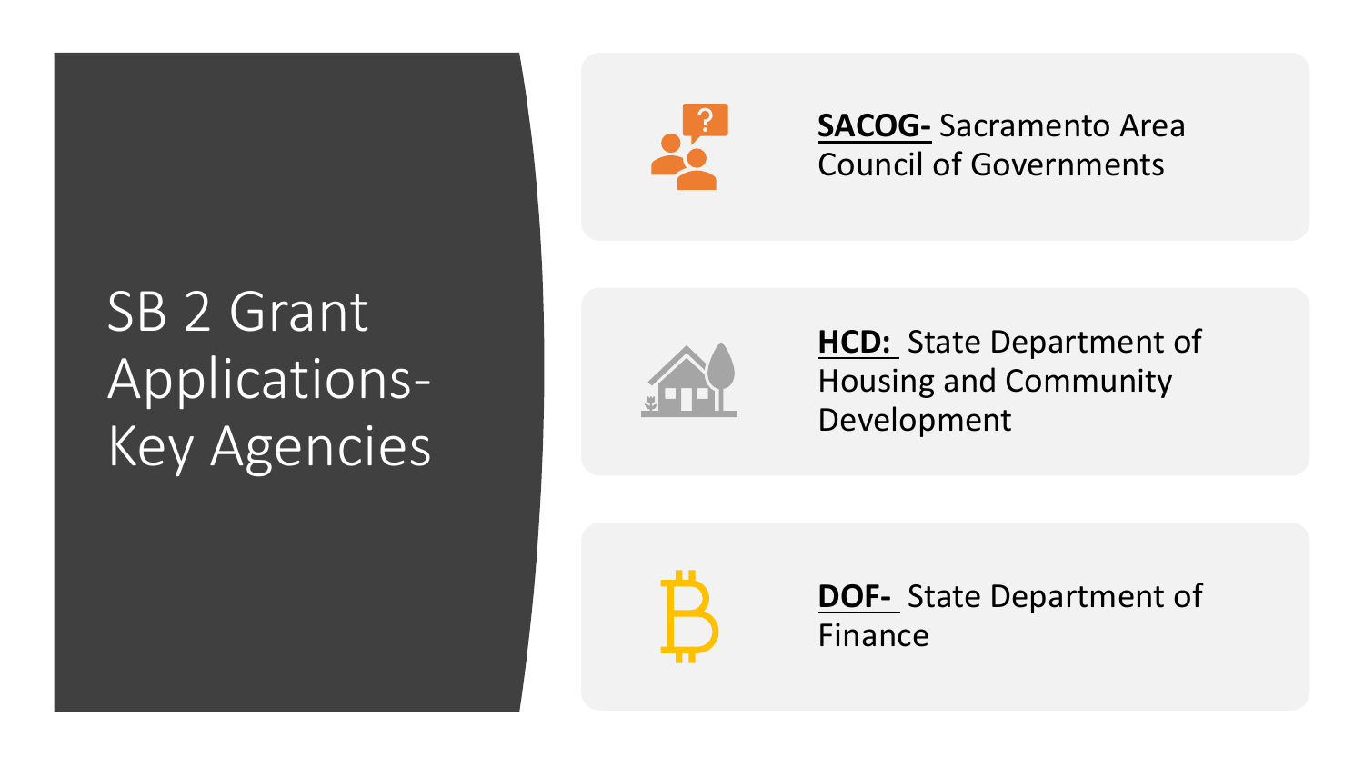# SB 2 Grant Applications- Key Agencies

**SACOG-** Sacramento Area Council of Governments

**HCD:** State Department of Housing and Community Development

**DOF-** State Department of Finance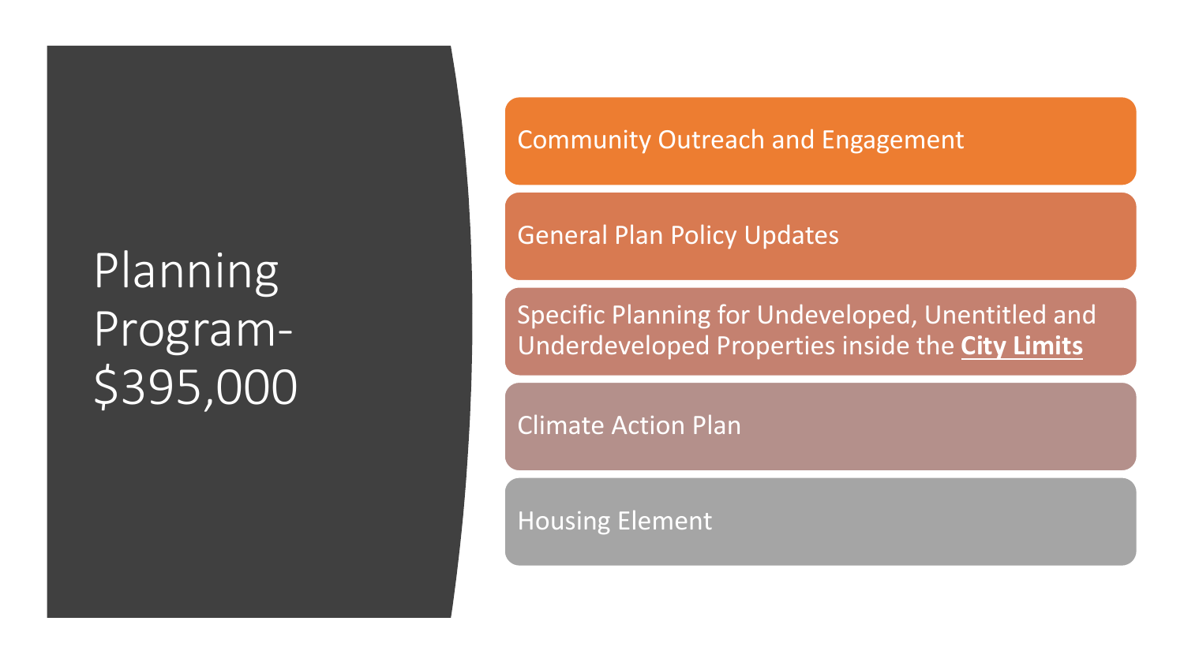# Planning Program- $395,000

- Community Outreach and Engagement
- General Plan Policy Updates
- Specific Planning for Undeveloped, Unentitled and Underdeveloped Properties inside the **City Limits**
- Climate Action Plan
- Housing Element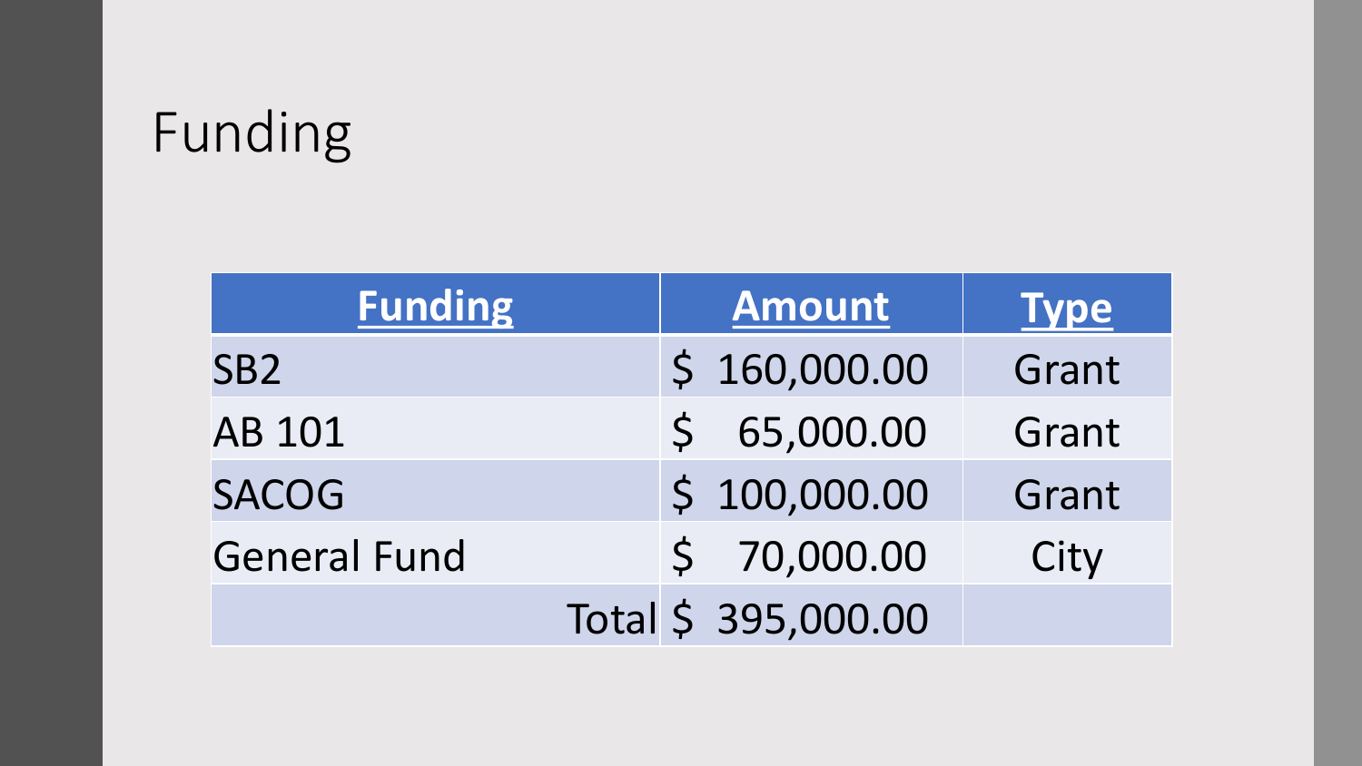# Funding

| Funding | Amount | Type |
|---|---|---|
| SB2 | $ 160,000.00 | Grant |
| AB 101 | $ 65,000.00 | Grant |
| SACOG | $ 100,000.00 | Grant |
| General Fund | $ 70,000.00 | City |
| Total | $ 395,000.00 | |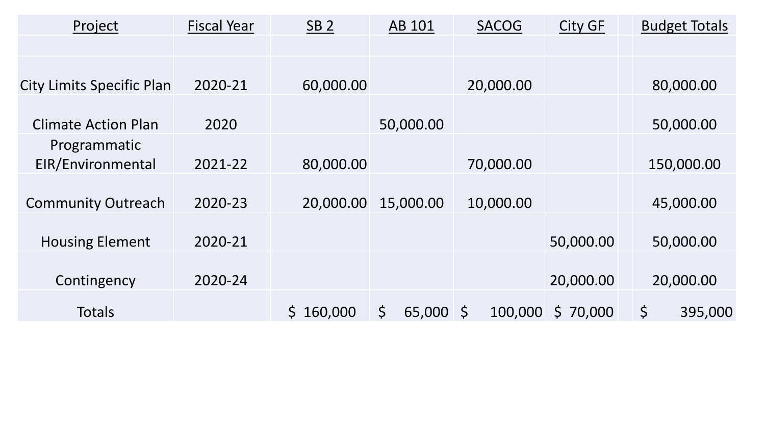| Project | Fiscal Year | SB 2 | AB 101 | SACOG | City GF | Budget Totals |
|---|---|---|---|---|---|---|
| | | | | | | |
| City Limits Specific Plan | 2020-21 | 60,000.00 | | 20,000.00 | | 80,000.00 |
| Climate Action Plan | 2020 | | 50,000.00 | | | 50,000.00 |
| Programmatic EIR/Environmental | 2021-22 | 80,000.00 | | 70,000.00 | | 150,000.00 |
| Community Outreach | 2020-23 | 20,000.00 | 15,000.00 | 10,000.00 | | 45,000.00 |
| Housing Element | 2020-21 | | | | 50,000.00 | 50,000.00 |
| Contingency | 2020-24 | | | | 20,000.00 | 20,000.00 |
| Totals | | $ 160,000 | $ 65,000 | $ 100,000 | $ 70,000 | $ 395,000 |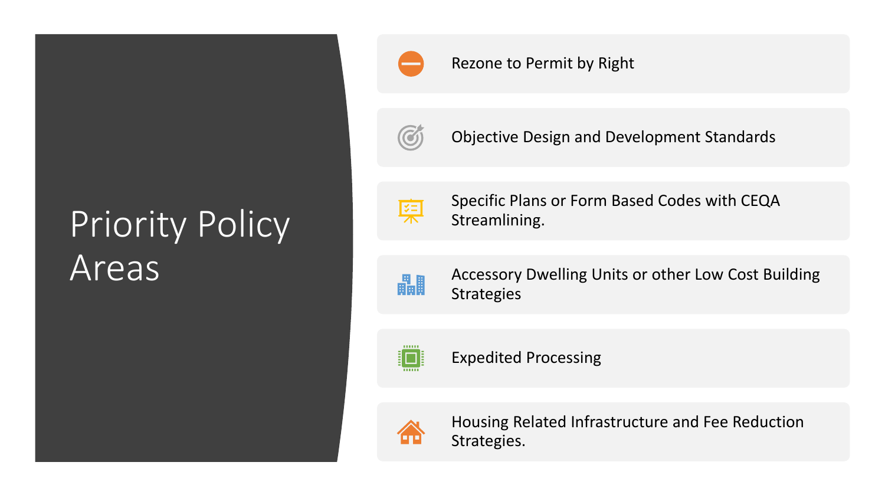# Priority Policy Areas

- Rezone to Permit by Right
- Objective Design and Development Standards
- Specific Plans or Form Based Codes with CEQA Streamlining.
- Accessory Dwelling Units or other Low Cost Building Strategies
- Expedited Processing
- Housing Related Infrastructure and Fee Reduction Strategies.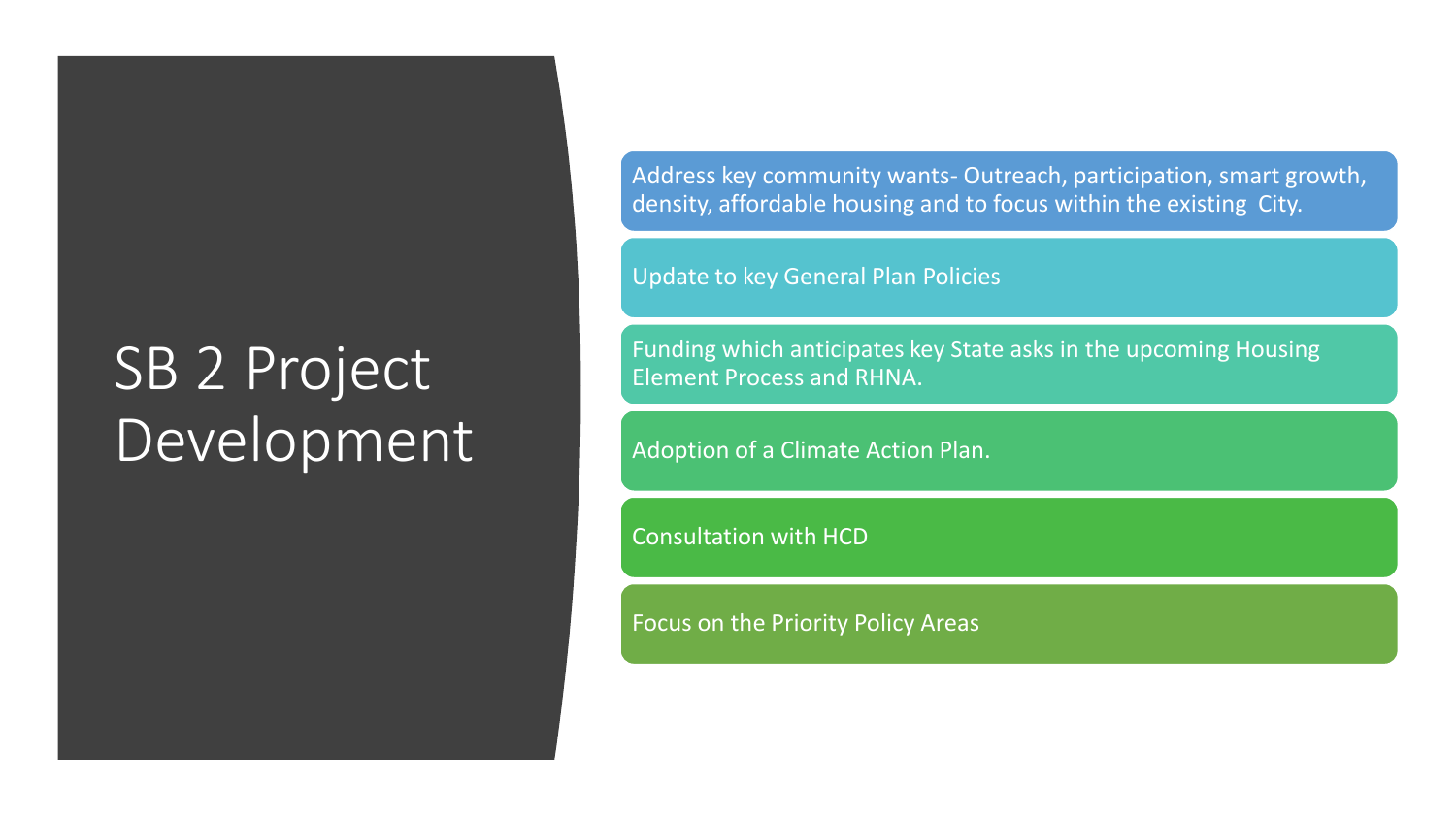# SB 2 Project Development

- Address key community wants- Outreach, participation, smart growth, density, affordable housing and to focus within the existing City.
- Update to key General Plan Policies
- Funding which anticipates key State asks in the upcoming Housing Element Process and RHNA.
- Adoption of a Climate Action Plan.
- Consultation with HCD
- Focus on the Priority Policy Areas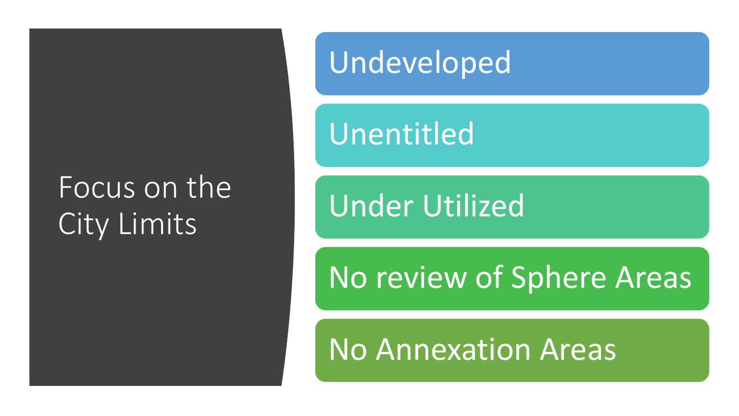# Focus on the City Limits

- Undeveloped
- Unentitled
- Under Utilized
- No review of Sphere Areas
- No Annexation Areas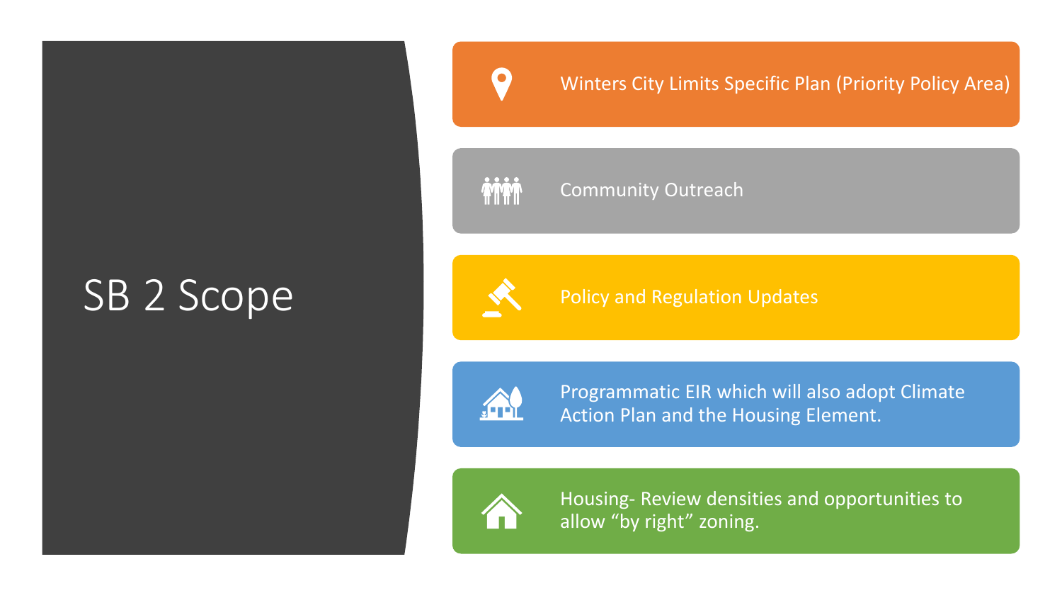# SB 2 Scope

- Winters City Limits Specific Plan (Priority Policy Area)
- Community Outreach
- Policy and Regulation Updates
- Programmatic EIR which will also adopt Climate Action Plan and the Housing Element.
- Housing- Review densities and opportunities to allow "by right" zoning.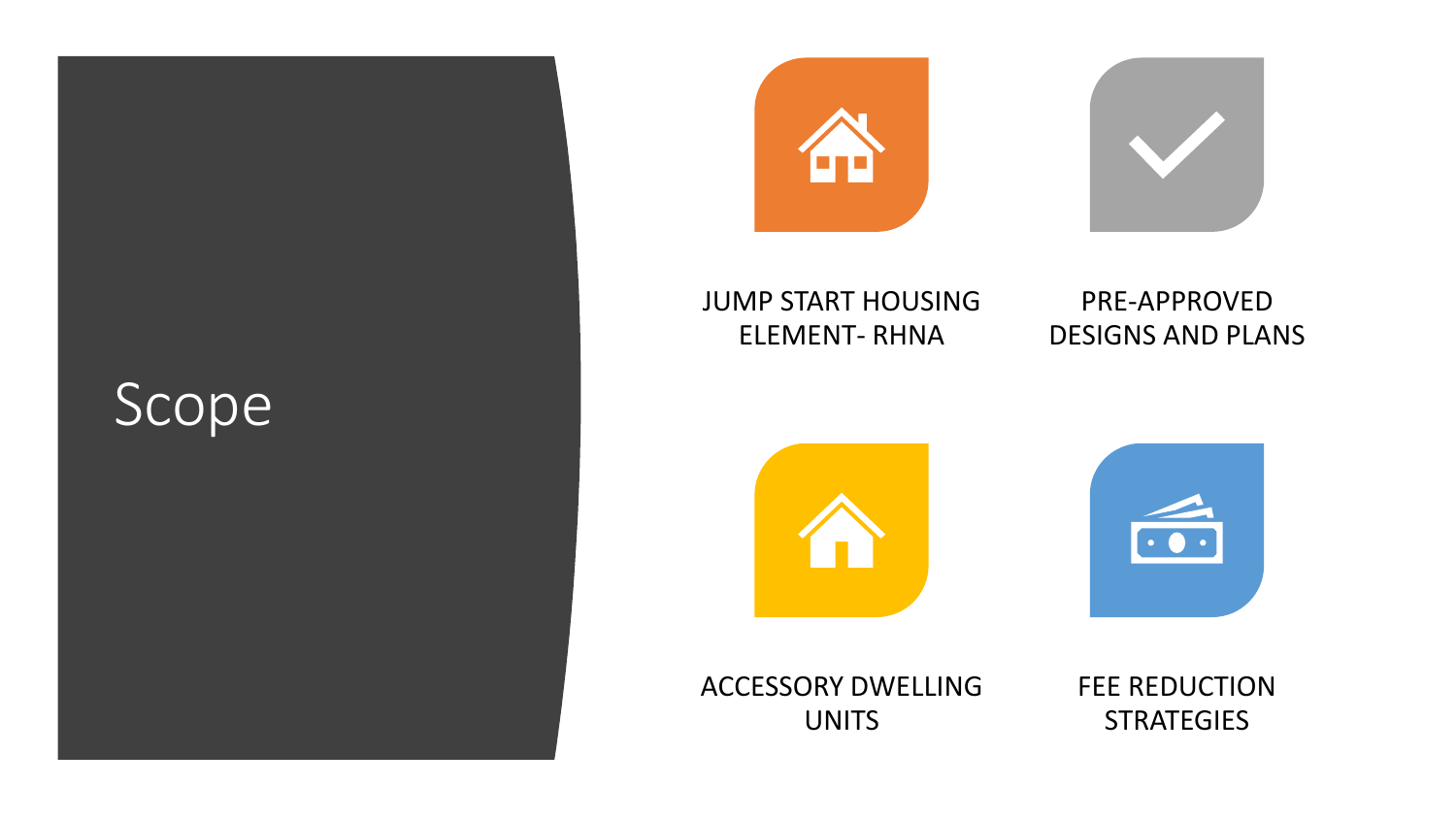# Scope

- JUMP START HOUSING ELEMENT- RHNA
- PRE-APPROVED DESIGNS AND PLANS
- ACCESSORY DWELLING UNITS
- FEE REDUCTION STRATEGIES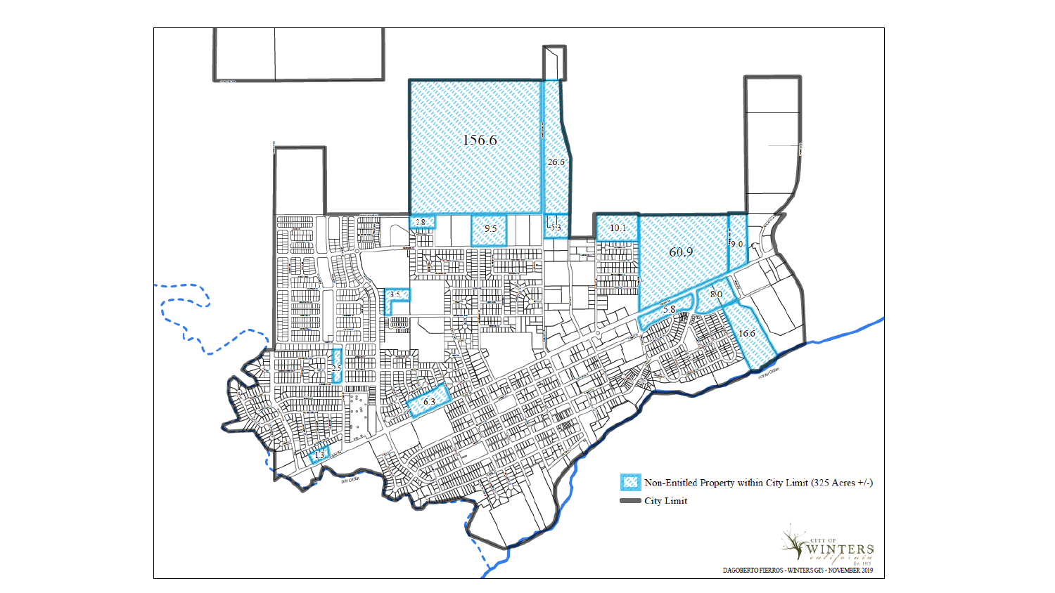156.6

26.6

1.8

9.5

3.3

10.1

60.9

9.0

3.5

8.0

5.8

16.6

2.5

6.3

1.3

Non-Entitled Property within City Limit (325 Acres +/-)

City Limit

CITY OF WINTERS california Est. 1875

DAGOBERTO FIERROS - WINTERS GIS - NOVEMBER 2019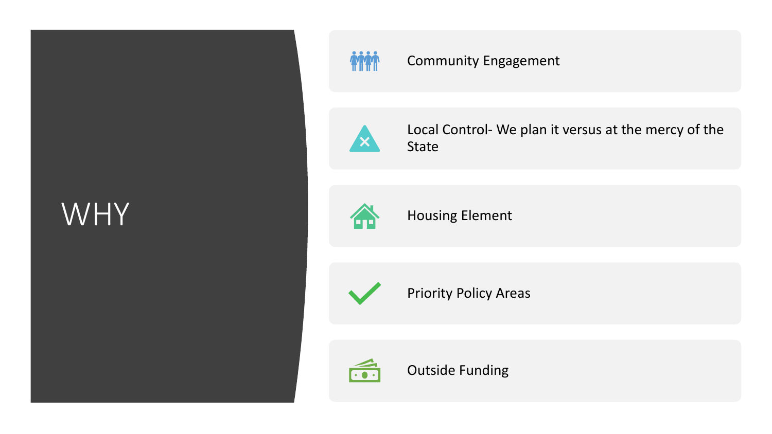# WHY

- Community Engagement
- Local Control- We plan it versus at the mercy of the State
- Housing Element
- Priority Policy Areas
- Outside Funding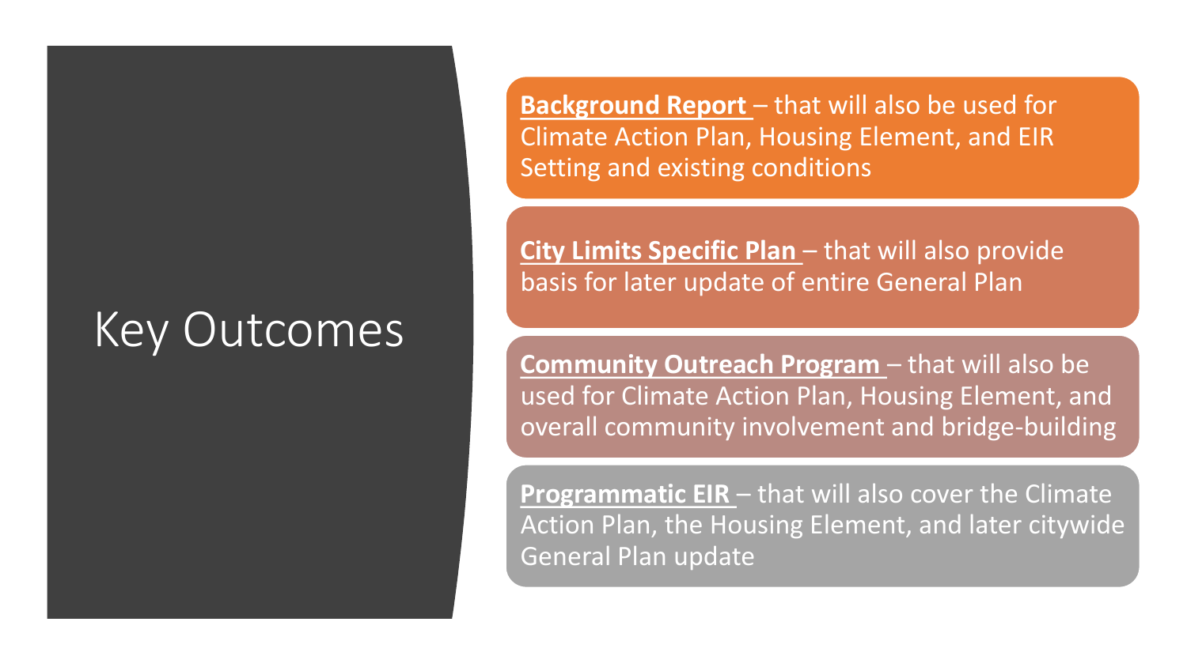# Key Outcomes

- **Background Report** – that will also be used for Climate Action Plan, Housing Element, and EIR Setting and existing conditions
- **City Limits Specific Plan** – that will also provide basis for later update of entire General Plan
- **Community Outreach Program** – that will also be used for Climate Action Plan, Housing Element, and overall community involvement and bridge-building
- **Programmatic EIR** – that will also cover the Climate Action Plan, the Housing Element, and later citywide General Plan update